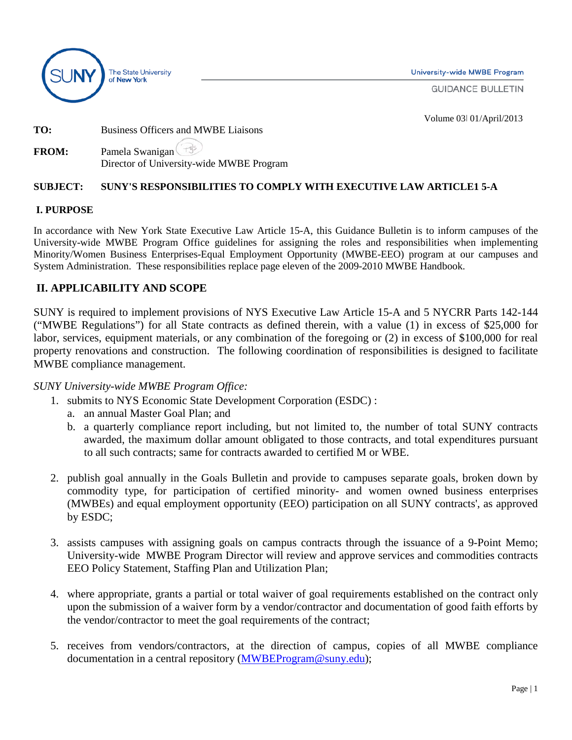The State University of New York

University-wide MWBE Program

GUIDANCE BULLETIN

Volume 03| 01/April/2013

**TO:** Business Officers and MWBE Liaisons

**FROM:** Pamela Swanigan
Director of University-wide MWBE Program

**SUBJECT: SUNY'S RESPONSIBILITIES TO COMPLY WITH EXECUTIVE LAW ARTICLE1 5-A**

## I. PURPOSE

In accordance with New York State Executive Law Article 15-A, this Guidance Bulletin is to inform campuses of the University-wide MWBE Program Office guidelines for assigning the roles and responsibilities when implementing Minority/Women Business Enterprises-Equal Employment Opportunity (MWBE-EEO) program at our campuses and System Administration. These responsibilities replace page eleven of the 2009-2010 MWBE Handbook.

## II. APPLICABILITY AND SCOPE

SUNY is required to implement provisions of NYS Executive Law Article 15-A and 5 NYCRR Parts 142-144 ("MWBE Regulations") for all State contracts as defined therein, with a value (1) in excess of $25,000 for labor, services, equipment materials, or any combination of the foregoing or (2) in excess of $100,000 for real property renovations and construction. The following coordination of responsibilities is designed to facilitate MWBE compliance management.

*SUNY University-wide MWBE Program Office:*

1. submits to NYS Economic State Development Corporation (ESDC) :
   a. an annual Master Goal Plan; and
   b. a quarterly compliance report including, but not limited to, the number of total SUNY contracts awarded, the maximum dollar amount obligated to those contracts, and total expenditures pursuant to all such contracts; same for contracts awarded to certified M or WBE.

2. publish goal annually in the Goals Bulletin and provide to campuses separate goals, broken down by commodity type, for participation of certified minority- and women owned business enterprises (MWBEs) and equal employment opportunity (EEO) participation on all SUNY contracts', as approved by ESDC;

3. assists campuses with assigning goals on campus contracts through the issuance of a 9-Point Memo; University-wide MWBE Program Director will review and approve services and commodities contracts EEO Policy Statement, Staffing Plan and Utilization Plan;

4. where appropriate, grants a partial or total waiver of goal requirements established on the contract only upon the submission of a waiver form by a vendor/contractor and documentation of good faith efforts by the vendor/contractor to meet the goal requirements of the contract;

5. receives from vendors/contractors, at the direction of campus, copies of all MWBE compliance documentation in a central repository (MWBEProgram@suny.edu);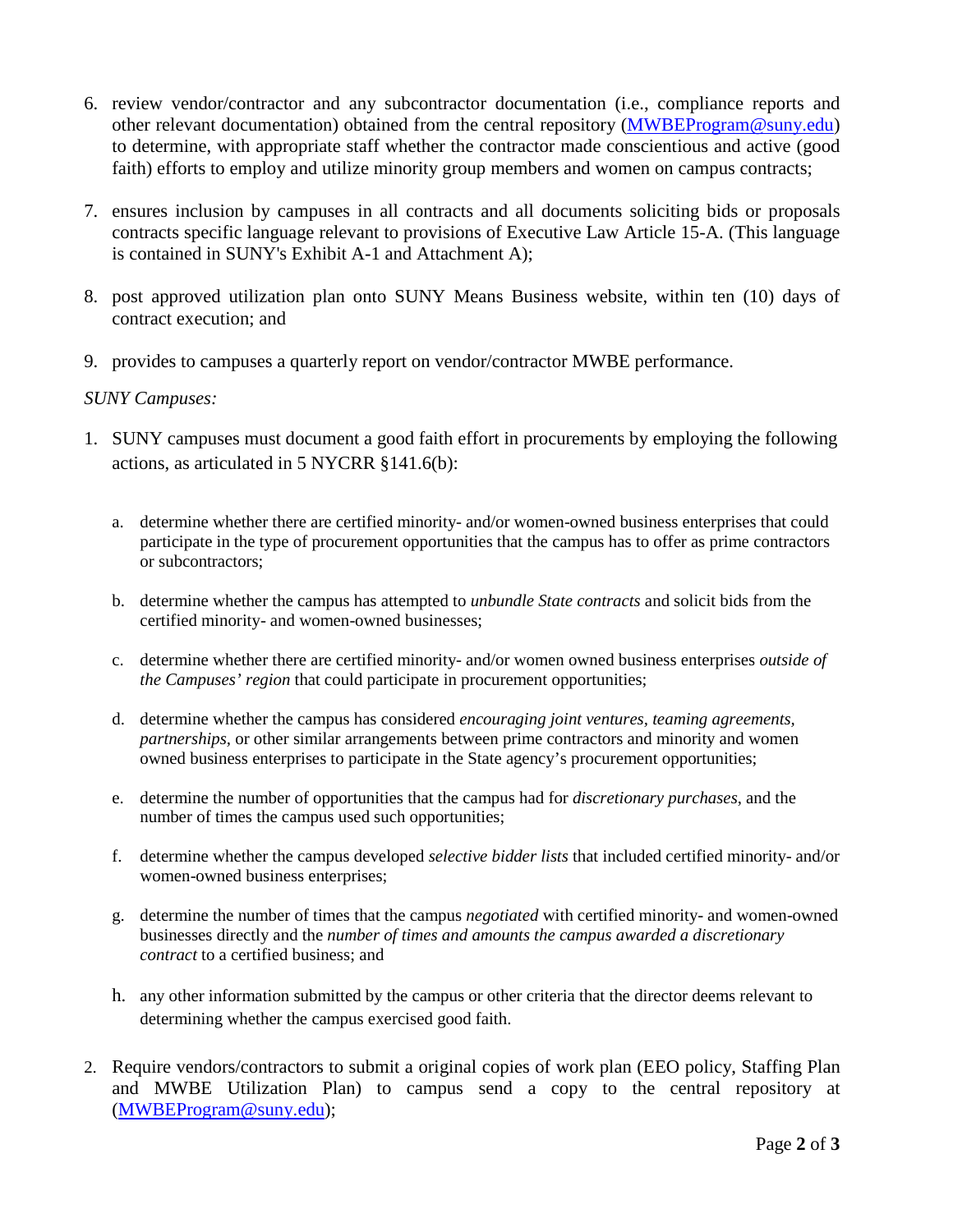6. review vendor/contractor and any subcontractor documentation (i.e., compliance reports and other relevant documentation) obtained from the central repository (MWBEProgram@suny.edu) to determine, with appropriate staff whether the contractor made conscientious and active (good faith) efforts to employ and utilize minority group members and women on campus contracts;

7. ensures inclusion by campuses in all contracts and all documents soliciting bids or proposals contracts specific language relevant to provisions of Executive Law Article 15-A. (This language is contained in SUNY's Exhibit A-1 and Attachment A);

8. post approved utilization plan onto SUNY Means Business website, within ten (10) days of contract execution; and

9. provides to campuses a quarterly report on vendor/contractor MWBE performance.

*SUNY Campuses:*

1. SUNY campuses must document a good faith effort in procurements by employing the following actions, as articulated in 5 NYCRR §141.6(b):

   a. determine whether there are certified minority- and/or women-owned business enterprises that could participate in the type of procurement opportunities that the campus has to offer as prime contractors or subcontractors;

   b. determine whether the campus has attempted to *unbundle State contracts* and solicit bids from the certified minority- and women-owned businesses;

   c. determine whether there are certified minority- and/or women owned business enterprises *outside of the Campuses' region* that could participate in procurement opportunities;

   d. determine whether the campus has considered *encouraging joint ventures, teaming agreements, partnerships,* or other similar arrangements between prime contractors and minority and women owned business enterprises to participate in the State agency's procurement opportunities;

   e. determine the number of opportunities that the campus had for *discretionary purchases*, and the number of times the campus used such opportunities;

   f. determine whether the campus developed *selective bidder lists* that included certified minority- and/or women-owned business enterprises;

   g. determine the number of times that the campus *negotiated* with certified minority- and women-owned businesses directly and the *number of times and amounts the campus awarded a discretionary contract* to a certified business; and

   h. any other information submitted by the campus or other criteria that the director deems relevant to determining whether the campus exercised good faith.

2. Require vendors/contractors to submit a original copies of work plan (EEO policy, Staffing Plan and MWBE Utilization Plan) to campus send a copy to the central repository at (MWBEProgram@suny.edu);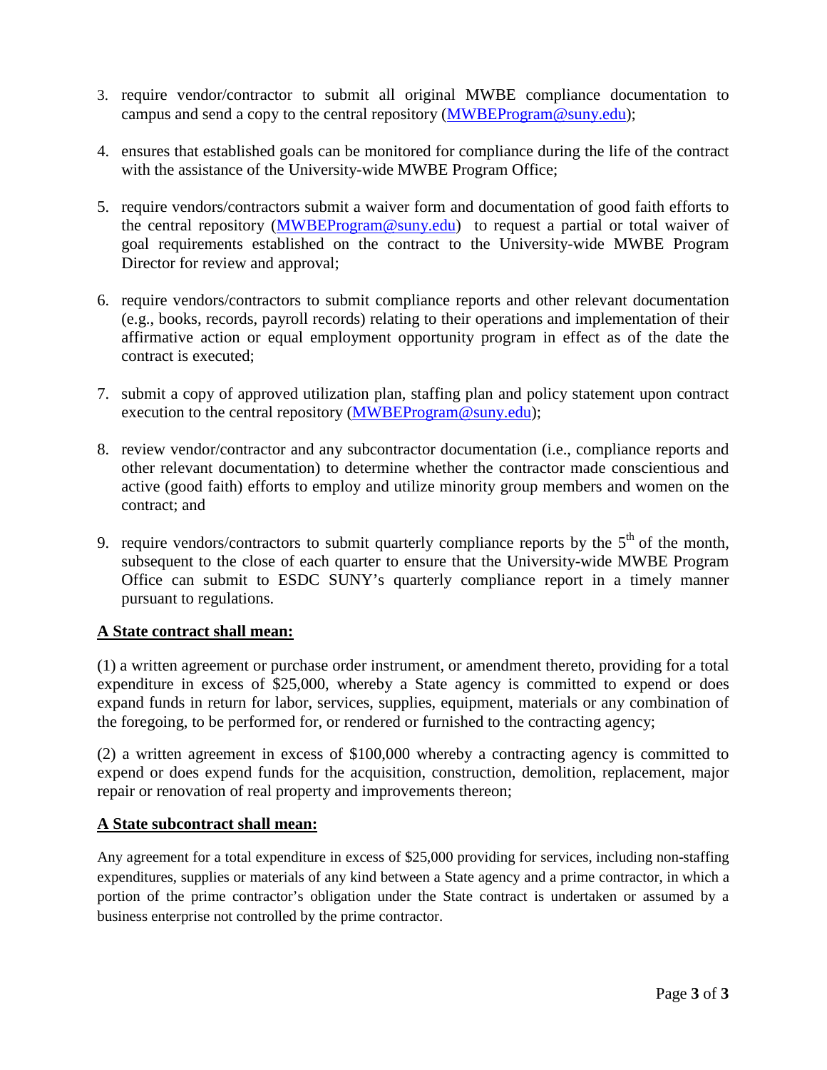3. require vendor/contractor to submit all original MWBE compliance documentation to campus and send a copy to the central repository (MWBEProgram@suny.edu);

4. ensures that established goals can be monitored for compliance during the life of the contract with the assistance of the University-wide MWBE Program Office;

5. require vendors/contractors submit a waiver form and documentation of good faith efforts to the central repository (MWBEProgram@suny.edu) to request a partial or total waiver of goal requirements established on the contract to the University-wide MWBE Program Director for review and approval;

6. require vendors/contractors to submit compliance reports and other relevant documentation (e.g., books, records, payroll records) relating to their operations and implementation of their affirmative action or equal employment opportunity program in effect as of the date the contract is executed;

7. submit a copy of approved utilization plan, staffing plan and policy statement upon contract execution to the central repository (MWBEProgram@suny.edu);

8. review vendor/contractor and any subcontractor documentation (i.e., compliance reports and other relevant documentation) to determine whether the contractor made conscientious and active (good faith) efforts to employ and utilize minority group members and women on the contract; and

9. require vendors/contractors to submit quarterly compliance reports by the 5th of the month, subsequent to the close of each quarter to ensure that the University-wide MWBE Program Office can submit to ESDC SUNY's quarterly compliance report in a timely manner pursuant to regulations.

**<u>A State contract shall mean:</u>**

(1) a written agreement or purchase order instrument, or amendment thereto, providing for a total expenditure in excess of $25,000, whereby a State agency is committed to expend or does expand funds in return for labor, services, supplies, equipment, materials or any combination of the foregoing, to be performed for, or rendered or furnished to the contracting agency;

(2) a written agreement in excess of $100,000 whereby a contracting agency is committed to expend or does expend funds for the acquisition, construction, demolition, replacement, major repair or renovation of real property and improvements thereon;

**<u>A State subcontract shall mean:</u>**

Any agreement for a total expenditure in excess of $25,000 providing for services, including non-staffing expenditures, supplies or materials of any kind between a State agency and a prime contractor, in which a portion of the prime contractor's obligation under the State contract is undertaken or assumed by a business enterprise not controlled by the prime contractor.